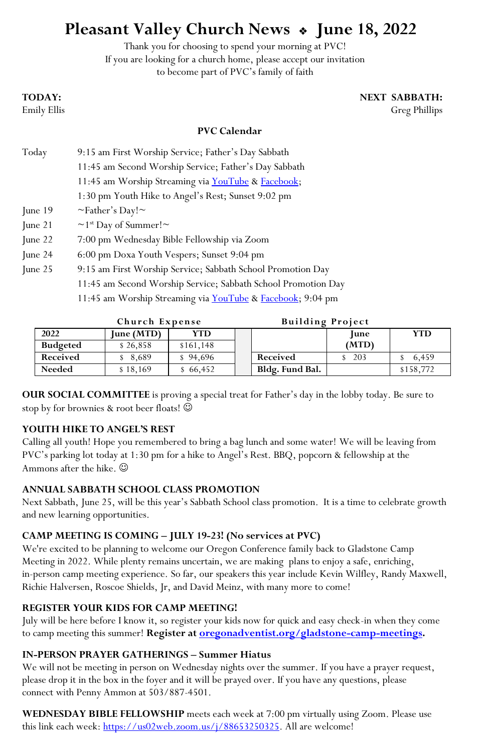# Pleasant Valley Church News ❖ June 18, 2022

Thank you for choosing to spend your morning at PVC!
If you are looking for a church home, please accept our invitation
to become part of PVC's family of faith

**TODAY:**
Emily Ellis

**NEXT SABBATH:**
Greg Phillips

## PVC Calendar

| | |
|---|---|
| Today | 9:15 am First Worship Service; Father's Day Sabbath |
| | 11:45 am Second Worship Service; Father's Day Sabbath |
| | 11:45 am Worship Streaming via YouTube & Facebook; |
| | 1:30 pm Youth Hike to Angel's Rest; Sunset 9:02 pm |
| June 19 | ~Father's Day!~ |
| June 21 | ~1st Day of Summer!~ |
| June 22 | 7:00 pm Wednesday Bible Fellowship via Zoom |
| June 24 | 6:00 pm Doxa Youth Vespers; Sunset 9:04 pm |
| June 25 | 9:15 am First Worship Service; Sabbath School Promotion Day |
| | 11:45 am Second Worship Service; Sabbath School Promotion Day |
| | 11:45 am Worship Streaming via YouTube & Facebook; 9:04 pm |

**Church Expense**

| 2022 | June (MTD) | YTD |
|---|---|---|
| Budgeted | $ 26,858 | $161,148 |
| Received | $ 8,689 | $ 94,696 |
| Needed | $ 18,169 | $ 66,452 |

**Building Project**

| | June (MTD) | YTD |
|---|---|---|
| Received | $ 203 | $ 6,459 |
| Bldg. Fund Bal. | | $158,772 |

**OUR SOCIAL COMMITTEE** is proving a special treat for Father's day in the lobby today. Be sure to stop by for brownies & root beer floats! ☺

### YOUTH HIKE TO ANGEL'S REST

Calling all youth! Hope you remembered to bring a bag lunch and some water! We will be leaving from PVC's parking lot today at 1:30 pm for a hike to Angel's Rest. BBQ, popcorn & fellowship at the Ammons after the hike. ☺

### ANNUAL SABBATH SCHOOL CLASS PROMOTION

Next Sabbath, June 25, will be this year's Sabbath School class promotion. It is a time to celebrate growth and new learning opportunities.

### CAMP MEETING IS COMING – JULY 19-23! (No services at PVC)

We're excited to be planning to welcome our Oregon Conference family back to Gladstone Camp Meeting in 2022. While plenty remains uncertain, we are making plans to enjoy a safe, enriching, in-person camp meeting experience. So far, our speakers this year include Kevin Wilfley, Randy Maxwell, Richie Halversen, Roscoe Shields, Jr, and David Meinz, with many more to come!

### REGISTER YOUR KIDS FOR CAMP MEETING!

July will be here before I know it, so register your kids now for quick and easy check-in when they come to camp meeting this summer! **Register at oregonadventist.org/gladstone-camp-meetings.**

### IN-PERSON PRAYER GATHERINGS – Summer Hiatus

We will not be meeting in person on Wednesday nights over the summer. If you have a prayer request, please drop it in the box in the foyer and it will be prayed over. If you have any questions, please connect with Penny Ammon at 503/887-4501.

**WEDNESDAY BIBLE FELLOWSHIP** meets each week at 7:00 pm virtually using Zoom. Please use this link each week: https://us02web.zoom.us/j/88653250325. All are welcome!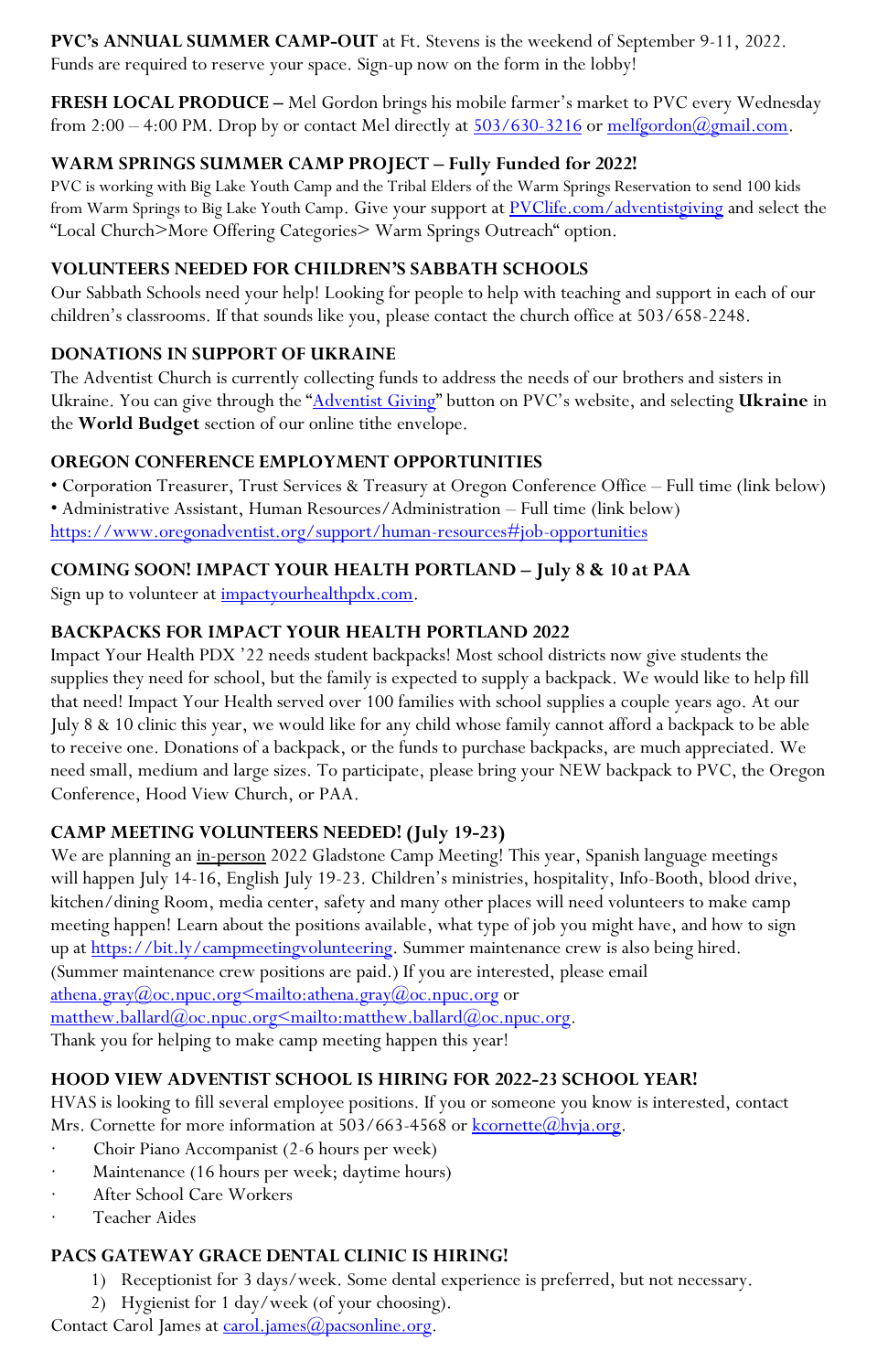**PVC's ANNUAL SUMMER CAMP-OUT** at Ft. Stevens is the weekend of September 9-11, 2022. Funds are required to reserve your space. Sign-up now on the form in the lobby!

**FRESH LOCAL PRODUCE –** Mel Gordon brings his mobile farmer's market to PVC every Wednesday from 2:00 – 4:00 PM. Drop by or contact Mel directly at 503/630-3216 or melfgordon@gmail.com.

**WARM SPRINGS SUMMER CAMP PROJECT – Fully Funded for 2022!**
PVC is working with Big Lake Youth Camp and the Tribal Elders of the Warm Springs Reservation to send 100 kids from Warm Springs to Big Lake Youth Camp. Give your support at PVClife.com/adventistgiving and select the "Local Church>More Offering Categories> Warm Springs Outreach" option.

**VOLUNTEERS NEEDED FOR CHILDREN'S SABBATH SCHOOLS**
Our Sabbath Schools need your help! Looking for people to help with teaching and support in each of our children's classrooms. If that sounds like you, please contact the church office at 503/658-2248.

**DONATIONS IN SUPPORT OF UKRAINE**
The Adventist Church is currently collecting funds to address the needs of our brothers and sisters in Ukraine. You can give through the "Adventist Giving" button on PVC's website, and selecting **Ukraine** in the **World Budget** section of our online tithe envelope.

**OREGON CONFERENCE EMPLOYMENT OPPORTUNITIES**
• Corporation Treasurer, Trust Services & Treasury at Oregon Conference Office – Full time (link below)
• Administrative Assistant, Human Resources/Administration – Full time (link below)
https://www.oregonadventist.org/support/human-resources#job-opportunities

**COMING SOON! IMPACT YOUR HEALTH PORTLAND – July 8 & 10 at PAA**
Sign up to volunteer at impactyourhealthpdx.com.

**BACKPACKS FOR IMPACT YOUR HEALTH PORTLAND 2022**
Impact Your Health PDX '22 needs student backpacks! Most school districts now give students the supplies they need for school, but the family is expected to supply a backpack. We would like to help fill that need! Impact Your Health served over 100 families with school supplies a couple years ago. At our July 8 & 10 clinic this year, we would like for any child whose family cannot afford a backpack to be able to receive one. Donations of a backpack, or the funds to purchase backpacks, are much appreciated. We need small, medium and large sizes. To participate, please bring your NEW backpack to PVC, the Oregon Conference, Hood View Church, or PAA.

**CAMP MEETING VOLUNTEERS NEEDED! (July 19-23)**
We are planning an in-person 2022 Gladstone Camp Meeting! This year, Spanish language meetings will happen July 14-16, English July 19-23. Children's ministries, hospitality, Info-Booth, blood drive, kitchen/dining Room, media center, safety and many other places will need volunteers to make camp meeting happen! Learn about the positions available, what type of job you might have, and how to sign up at https://bit.ly/campmeetingvolunteering. Summer maintenance crew is also being hired. (Summer maintenance crew positions are paid.) If you are interested, please email athena.gray@oc.npuc.org<mailto:athena.gray@oc.npuc.org or matthew.ballard@oc.npuc.org<mailto:matthew.ballard@oc.npuc.org.
Thank you for helping to make camp meeting happen this year!

**HOOD VIEW ADVENTIST SCHOOL IS HIRING FOR 2022-23 SCHOOL YEAR!**
HVAS is looking to fill several employee positions. If you or someone you know is interested, contact Mrs. Cornette for more information at 503/663-4568 or kcornette@hvja.org.

- Choir Piano Accompanist (2-6 hours per week)
- Maintenance (16 hours per week; daytime hours)
- After School Care Workers
- Teacher Aides

**PACS GATEWAY GRACE DENTAL CLINIC IS HIRING!**

1) Receptionist for 3 days/week. Some dental experience is preferred, but not necessary.
2) Hygienist for 1 day/week (of your choosing).

Contact Carol James at carol.james@pacsonline.org.